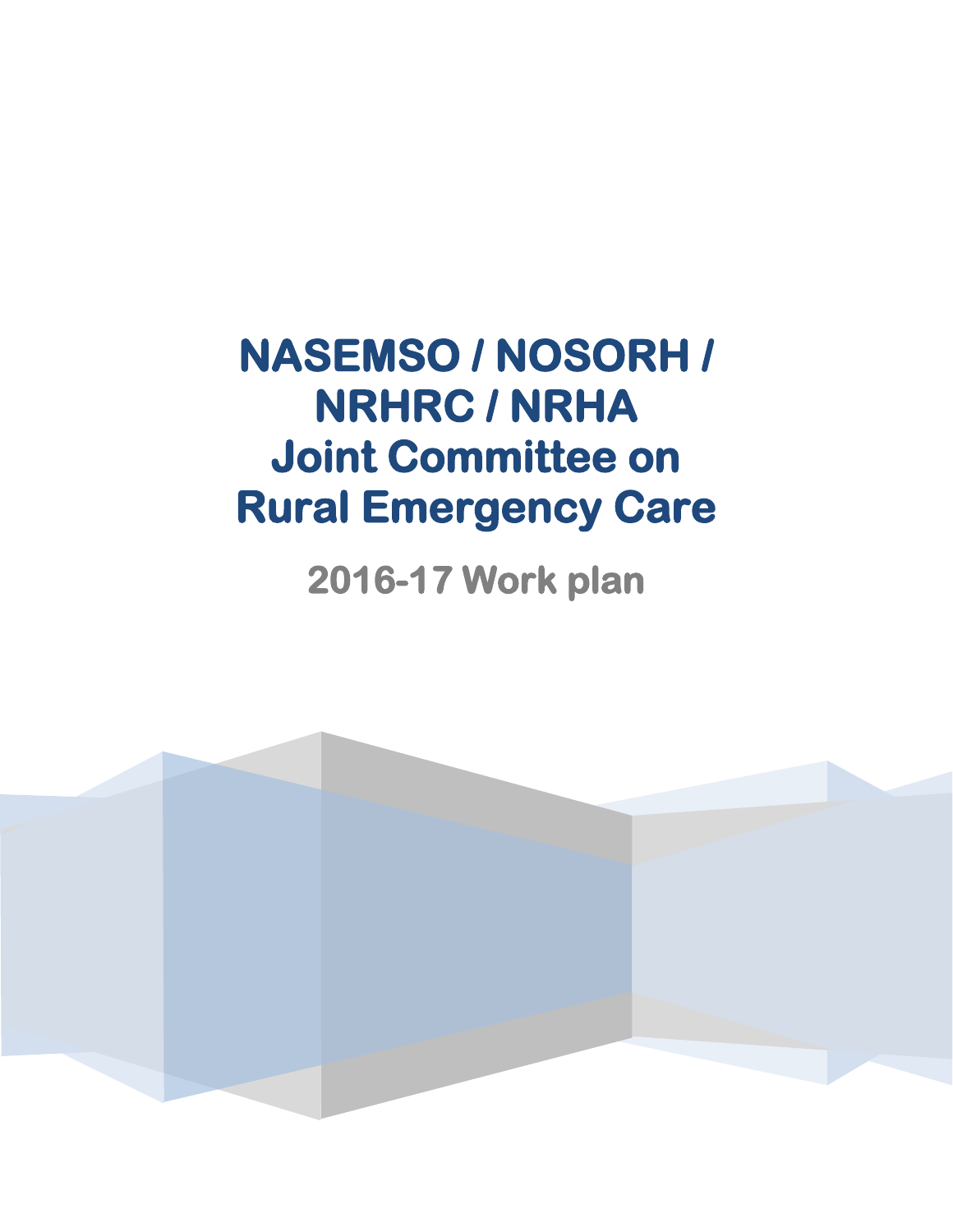# NASEMSO / NOSORH / NRHRC / NRHA Joint Committee on Rural Emergency Care

## 2016-17 Work plan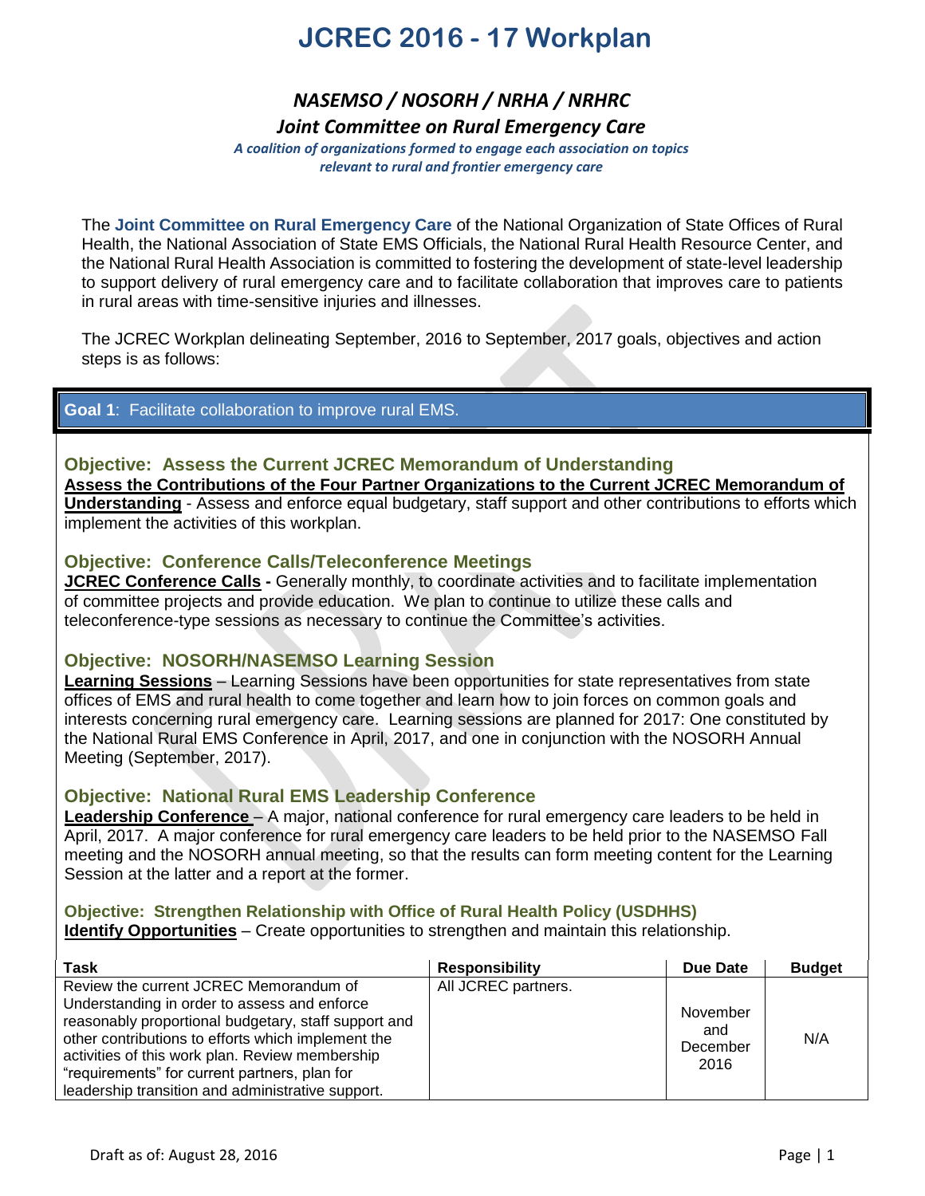# JCREC 2016 - 17 Workplan

## *NASEMSO / NOSORH / NRHA / NRHRC*

### *Joint Committee on Rural Emergency Care*

***A coalition of organizations formed to engage each association on topics relevant to rural and frontier emergency care***

The **Joint Committee on Rural Emergency Care** of the National Organization of State Offices of Rural Health, the National Association of State EMS Officials, the National Rural Health Resource Center, and the National Rural Health Association is committed to fostering the development of state-level leadership to support delivery of rural emergency care and to facilitate collaboration that improves care to patients in rural areas with time-sensitive injuries and illnesses.

The JCREC Workplan delineating September, 2016 to September, 2017 goals, objectives and action steps is as follows:

## **Goal 1**: Facilitate collaboration to improve rural EMS.

### Objective: Assess the Current JCREC Memorandum of Understanding

**Assess the Contributions of the Four Partner Organizations to the Current JCREC Memorandum of Understanding** - Assess and enforce equal budgetary, staff support and other contributions to efforts which implement the activities of this workplan.

### Objective: Conference Calls/Teleconference Meetings

**JCREC Conference Calls -** Generally monthly, to coordinate activities and to facilitate implementation of committee projects and provide education. We plan to continue to utilize these calls and teleconference-type sessions as necessary to continue the Committee's activities.

### Objective: NOSORH/NASEMSO Learning Session

**Learning Sessions** – Learning Sessions have been opportunities for state representatives from state offices of EMS and rural health to come together and learn how to join forces on common goals and interests concerning rural emergency care. Learning sessions are planned for 2017: One constituted by the National Rural EMS Conference in April, 2017, and one in conjunction with the NOSORH Annual Meeting (September, 2017).

### Objective: National Rural EMS Leadership Conference

**Leadership Conference** – A major, national conference for rural emergency care leaders to be held in April, 2017. A major conference for rural emergency care leaders to be held prior to the NASEMSO Fall meeting and the NOSORH annual meeting, so that the results can form meeting content for the Learning Session at the latter and a report at the former.

### Objective: Strengthen Relationship with Office of Rural Health Policy (USDHHS)

**Identify Opportunities** – Create opportunities to strengthen and maintain this relationship.

| Task | Responsibility | Due Date | Budget |
|---|---|---|---|
| Review the current JCREC Memorandum of Understanding in order to assess and enforce reasonably proportional budgetary, staff support and other contributions to efforts which implement the activities of this work plan. Review membership "requirements" for current partners, plan for leadership transition and administrative support. | All JCREC partners. | November and December 2016 | N/A |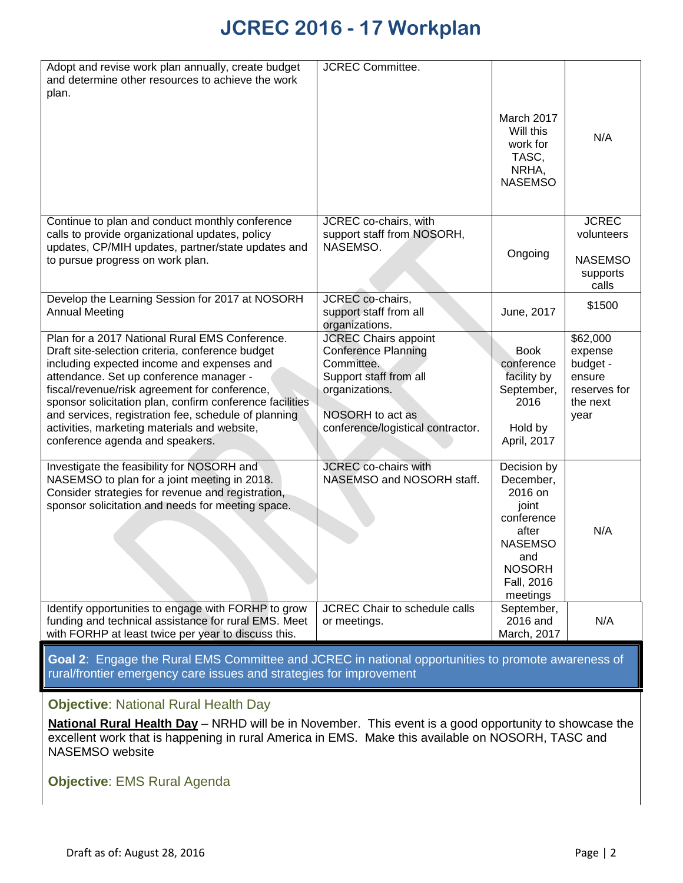# JCREC 2016 - 17 Workplan

| | | | |
|---|---|---|---|
| Adopt and revise work plan annually, create budget and determine other resources to achieve the work plan. | JCREC Committee. | March 2017 Will this work for TASC, NRHA, NASEMSO | N/A |
| Continue to plan and conduct monthly conference calls to provide organizational updates, policy updates, CP/MIH updates, partner/state updates and to pursue progress on work plan. | JCREC co-chairs, with support staff from NOSORH, NASEMSO. | Ongoing | JCREC volunteers<br><br>NASEMSO supports calls |
| Develop the Learning Session for 2017 at NOSORH Annual Meeting | JCREC co-chairs, support staff from all organizations. | June, 2017 | $1500 |
| Plan for a 2017 National Rural EMS Conference. Draft site-selection criteria, conference budget including expected income and expenses and attendance. Set up conference manager - fiscal/revenue/risk agreement for conference, sponsor solicitation plan, confirm conference facilities and services, registration fee, schedule of planning activities, marketing materials and website, conference agenda and speakers. | JCREC Chairs appoint Conference Planning Committee.<br>Support staff from all organizations.<br><br>NOSORH to act as conference/logistical contractor. | Book conference facility by September, 2016<br><br>Hold by April, 2017 | $62,000 expense budget - ensure reserves for the next year |
| Investigate the feasibility for NOSORH and NASEMSO to plan for a joint meeting in 2018. Consider strategies for revenue and registration, sponsor solicitation and needs for meeting space. | JCREC co-chairs with NASEMSO and NOSORH staff. | Decision by December, 2016 on joint conference after NASEMSO and NOSORH Fall, 2016 meetings | N/A |
| Identify opportunities to engage with FORHP to grow funding and technical assistance for rural EMS. Meet with FORHP at least twice per year to discuss this. | JCREC Chair to schedule calls or meetings. | September, 2016 and March, 2017 | N/A |

**Goal 2**: Engage the Rural EMS Committee and JCREC in national opportunities to promote awareness of rural/frontier emergency care issues and strategies for improvement

**Objective**: National Rural Health Day

**National Rural Health Day** – NRHD will be in November. This event is a good opportunity to showcase the excellent work that is happening in rural America in EMS. Make this available on NOSORH, TASC and NASEMSO website

**Objective**: EMS Rural Agenda

Draft as of: August 28, 2016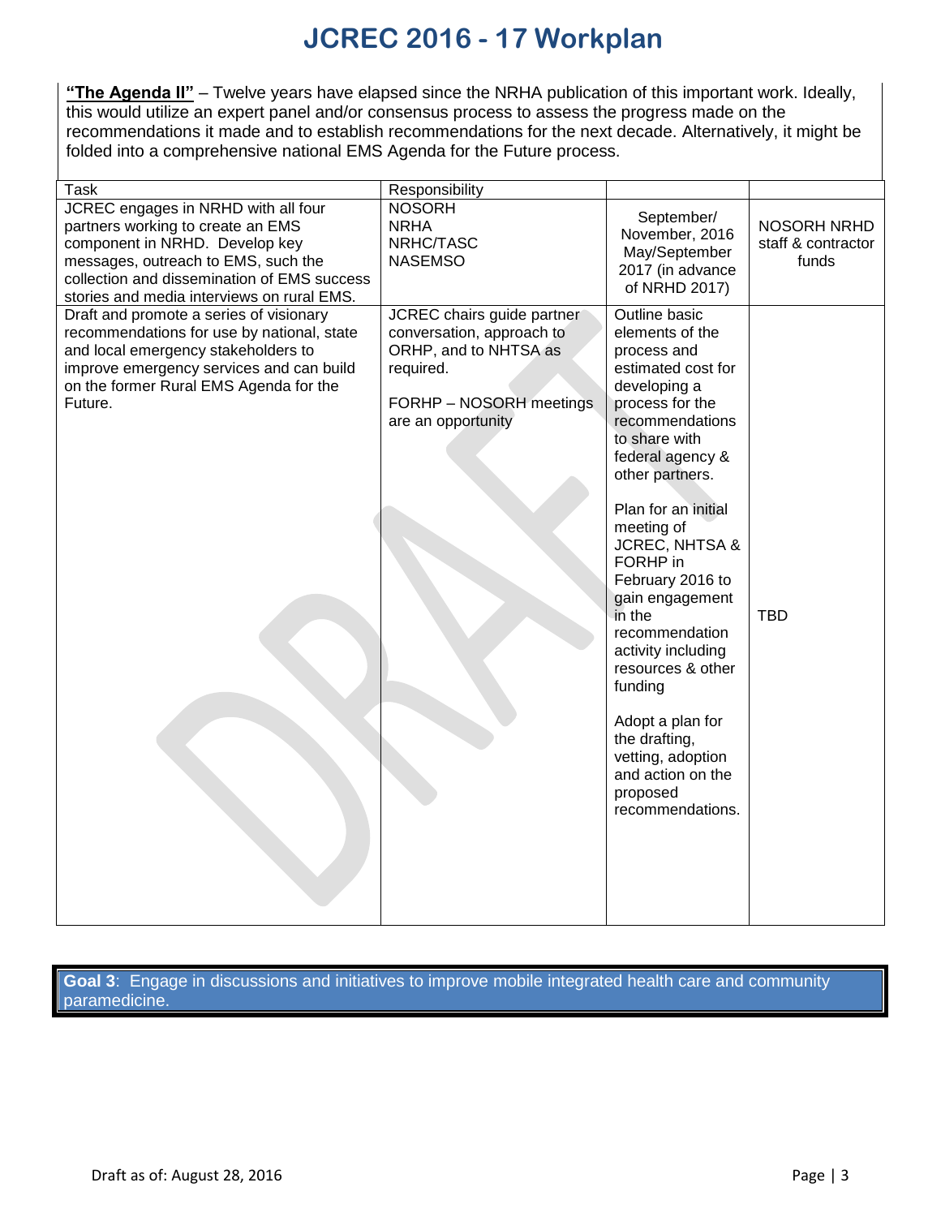**"The Agenda II"** – Twelve years have elapsed since the NRHA publication of this important work. Ideally, this would utilize an expert panel and/or consensus process to assess the progress made on the recommendations it made and to establish recommendations for the next decade. Alternatively, it might be folded into a comprehensive national EMS Agenda for the Future process.

| Task | Responsibility | | |
|---|---|---|---|
| JCREC engages in NRHD with all four partners working to create an EMS component in NRHD. Develop key messages, outreach to EMS, such the collection and dissemination of EMS success stories and media interviews on rural EMS. | NOSORH<br>NRHA<br>NRHC/TASC<br>NASEMSO | September/ November, 2016 May/September 2017 (in advance of NRHD 2017) | NOSORH NRHD staff & contractor funds |
| Draft and promote a series of visionary recommendations for use by national, state and local emergency stakeholders to improve emergency services and can build on the former Rural EMS Agenda for the Future. | JCREC chairs guide partner conversation, approach to ORHP, and to NHTSA as required.<br><br>FORHP – NOSORH meetings are an opportunity | Outline basic elements of the process and estimated cost for developing a process for the recommendations to share with federal agency & other partners.<br><br>Plan for an initial meeting of JCREC, NHTSA & FORHP in February 2016 to gain engagement in the recommendation activity including resources & other funding<br><br>Adopt a plan for the drafting, vetting, adoption and action on the proposed recommendations. | TBD |

**Goal 3**: Engage in discussions and initiatives to improve mobile integrated health care and community paramedicine.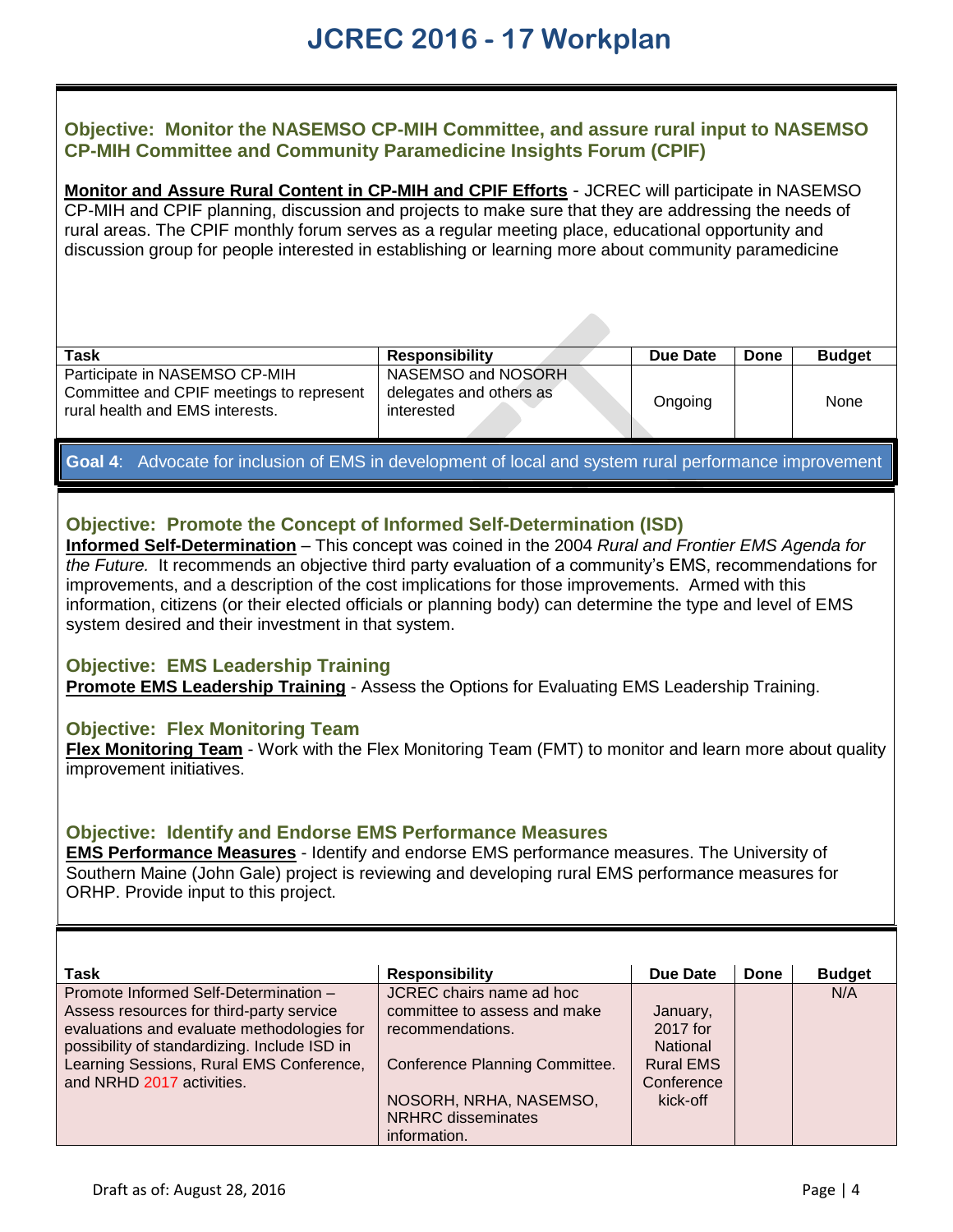# JCREC 2016 - 17 Workplan

### Objective: Monitor the NASEMSO CP-MIH Committee, and assure rural input to NASEMSO CP-MIH Committee and Community Paramedicine Insights Forum (CPIF)

**Monitor and Assure Rural Content in CP-MIH and CPIF Efforts** - JCREC will participate in NASEMSO CP-MIH and CPIF planning, discussion and projects to make sure that they are addressing the needs of rural areas. The CPIF monthly forum serves as a regular meeting place, educational opportunity and discussion group for people interested in establishing or learning more about community paramedicine

| Task | Responsibility | Due Date | Done | Budget |
|---|---|---|---|---|
| Participate in NASEMSO CP-MIH Committee and CPIF meetings to represent rural health and EMS interests. | NASEMSO and NOSORH delegates and others as interested | Ongoing | | None |

## Goal 4: Advocate for inclusion of EMS in development of local and system rural performance improvement

### Objective: Promote the Concept of Informed Self-Determination (ISD)

**Informed Self-Determination** – This concept was coined in the 2004 *Rural and Frontier EMS Agenda for the Future.* It recommends an objective third party evaluation of a community's EMS, recommendations for improvements, and a description of the cost implications for those improvements. Armed with this information, citizens (or their elected officials or planning body) can determine the type and level of EMS system desired and their investment in that system.

### Objective: EMS Leadership Training

**Promote EMS Leadership Training** - Assess the Options for Evaluating EMS Leadership Training.

### Objective: Flex Monitoring Team

**Flex Monitoring Team** - Work with the Flex Monitoring Team (FMT) to monitor and learn more about quality improvement initiatives.

### Objective: Identify and Endorse EMS Performance Measures

**EMS Performance Measures** - Identify and endorse EMS performance measures. The University of Southern Maine (John Gale) project is reviewing and developing rural EMS performance measures for ORHP. Provide input to this project.

| Task | Responsibility | Due Date | Done | Budget |
|---|---|---|---|---|
| Promote Informed Self-Determination – Assess resources for third-party service evaluations and evaluate methodologies for possibility of standardizing. Include ISD in Learning Sessions, Rural EMS Conference, and NRHD 2017 activities. | JCREC chairs name ad hoc committee to assess and make recommendations.<br><br>Conference Planning Committee.<br><br>NOSORH, NRHA, NASEMSO, NRHRC disseminates information. | January, 2017 for National Rural EMS Conference kick-off | | N/A |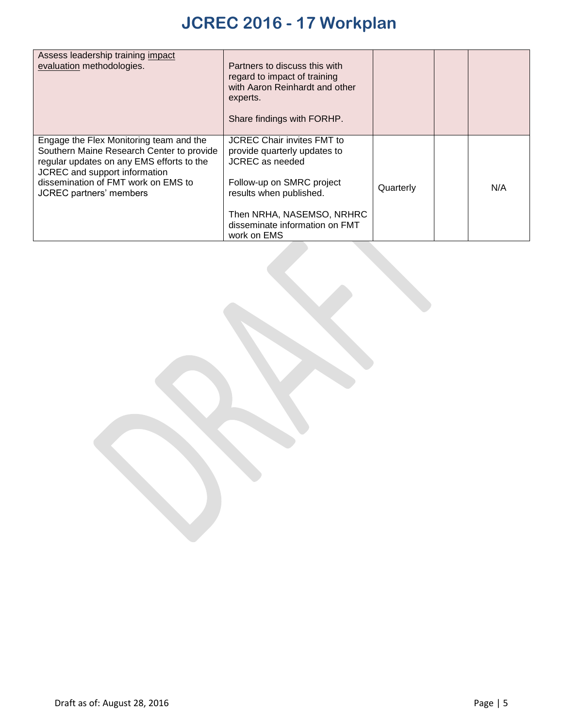| | | | | |
|---|---|---|---|---|
| Assess leadership training impact evaluation methodologies. | Partners to discuss this with regard to impact of training with Aaron Reinhardt and other experts.<br><br>Share findings with FORHP. | | | |
| Engage the Flex Monitoring team and the Southern Maine Research Center to provide regular updates on any EMS efforts to the JCREC and support information dissemination of FMT work on EMS to JCREC partners' members | JCREC Chair invites FMT to provide quarterly updates to JCREC as needed<br><br>Follow-up on SMRC project results when published.<br><br>Then NRHA, NASEMSO, NRHRC disseminate information on FMT work on EMS | Quarterly | | N/A |